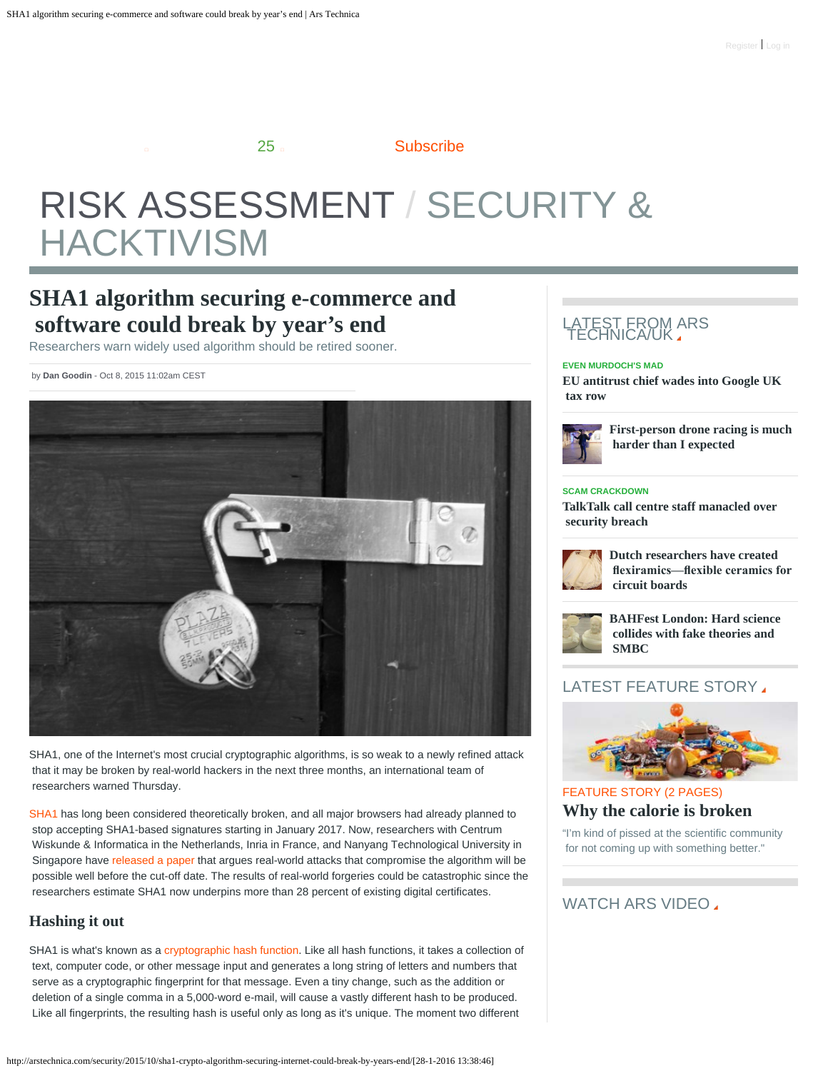Register | Log in

25 Subscribe

# RISK ASSESSMENT / SECURITY & HACKTIVISM

## SHA1 algorithm securing e-commerce and software could break by year's end

Researchers warn widely used algorithm should be retired sooner.

by **Dan Goodin** - Oct 8, 2015 11:02am CEST

SHA1, one of the Internet's most crucial cryptographic algorithms, is so weak to a newly refined attack that it may be broken by real-world hackers in the next three months, an international team of researchers warned Thursday.

SHA1 has long been considered theoretically broken, and all major browsers had already planned to stop accepting SHA1-based signatures starting in January 2017. Now, researchers with Centrum Wiskunde & Informatica in the Netherlands, Inria in France, and Nanyang Technological University in Singapore have released a paper that argues real-world attacks that compromise the algorithm will be possible well before the cut-off date. The results of real-world forgeries could be catastrophic since the researchers estimate SHA1 now underpins more than 28 percent of existing digital certificates.

### Hashing it out

SHA1 is what's known as a cryptographic hash function. Like all hash functions, it takes a collection of text, computer code, or other message input and generates a long string of letters and numbers that serve as a cryptographic fingerprint for that message. Even a tiny change, such as the addition or deletion of a single comma in a 5,000-word e-mail, will cause a vastly different hash to be produced. Like all fingerprints, the resulting hash is useful only as long as it's unique. The moment two different

## LATEST FROM ARS TECHNICA/UK

EVEN MURDOCH'S MAD

**EU antitrust chief wades into Google UK tax row**

**First-person drone racing is much harder than I expected**

SCAM CRACKDOWN

**TalkTalk call centre staff manacled over security breach**

**Dutch researchers have created flexiramics—flexible ceramics for circuit boards**

**BAHFest London: Hard science collides with fake theories and SMBC**

## LATEST FEATURE STORY

FEATURE STORY (2 PAGES)

**Why the calorie is broken**

"I'm kind of pissed at the scientific community for not coming up with something better."

## WATCH ARS VIDEO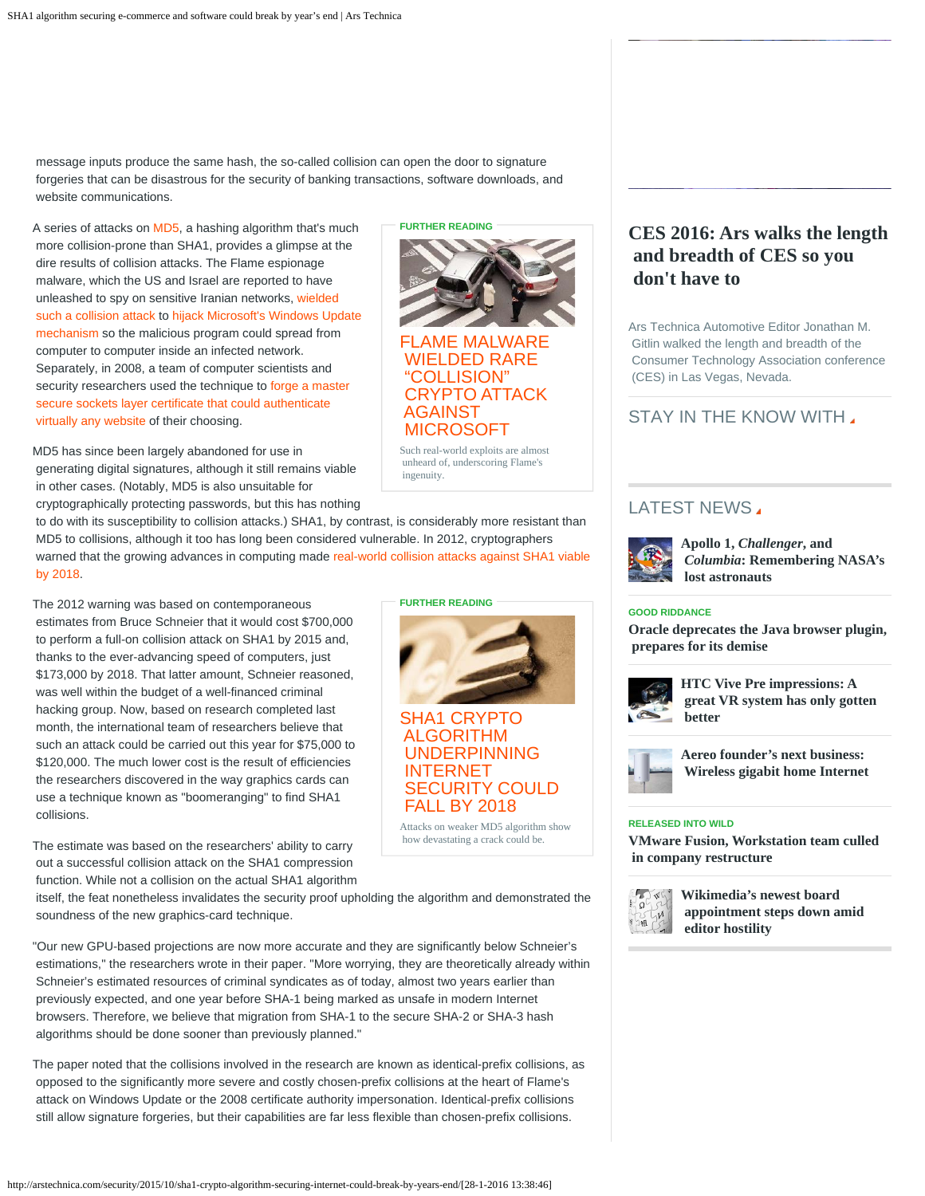message inputs produce the same hash, the so-called collision can open the door to signature forgeries that can be disastrous for the security of banking transactions, software downloads, and website communications.

A series of attacks on MD5, a hashing algorithm that's much more collision-prone than SHA1, provides a glimpse at the dire results of collision attacks. The Flame espionage malware, which the US and Israel are reported to have unleashed to spy on sensitive Iranian networks, wielded such a collision attack to hijack Microsoft's Windows Update mechanism so the malicious program could spread from computer to computer inside an infected network. Separately, in 2008, a team of computer scientists and security researchers used the technique to forge a master secure sockets layer certificate that could authenticate virtually any website of their choosing.

FURTHER READING

**FLAME MALWARE WIELDED RARE "COLLISION" CRYPTO ATTACK AGAINST MICROSOFT**

Such real-world exploits are almost unheard of, underscoring Flame's ingenuity.

MD5 has since been largely abandoned for use in generating digital signatures, although it still remains viable in other cases. (Notably, MD5 is also unsuitable for cryptographically protecting passwords, but this has nothing to do with its susceptibility to collision attacks.) SHA1, by contrast, is considerably more resistant than MD5 to collisions, although it too has long been considered vulnerable. In 2012, cryptographers warned that the growing advances in computing made real-world collision attacks against SHA1 viable by 2018.

The 2012 warning was based on contemporaneous estimates from Bruce Schneier that it would cost $700,000 to perform a full-on collision attack on SHA1 by 2015 and, thanks to the ever-advancing speed of computers, just $173,000 by 2018. That latter amount, Schneier reasoned, was well within the budget of a well-financed criminal hacking group. Now, based on research completed last month, the international team of researchers believe that such an attack could be carried out this year for $75,000 to $120,000. The much lower cost is the result of efficiencies the researchers discovered in the way graphics cards can use a technique known as "boomeranging" to find SHA1 collisions.

FURTHER READING

**SHA1 CRYPTO ALGORITHM UNDERPINNING INTERNET SECURITY COULD FALL BY 2018**

Attacks on weaker MD5 algorithm show how devastating a crack could be.

The estimate was based on the researchers' ability to carry out a successful collision attack on the SHA1 compression function. While not a collision on the actual SHA1 algorithm itself, the feat nonetheless invalidates the security proof upholding the algorithm and demonstrated the soundness of the new graphics-card technique.

"Our new GPU-based projections are now more accurate and they are significantly below Schneier's estimations," the researchers wrote in their paper. "More worrying, they are theoretically already within Schneier's estimated resources of criminal syndicates as of today, almost two years earlier than previously expected, and one year before SHA-1 being marked as unsafe in modern Internet browsers. Therefore, we believe that migration from SHA-1 to the secure SHA-2 or SHA-3 hash algorithms should be done sooner than previously planned."

The paper noted that the collisions involved in the research are known as identical-prefix collisions, as opposed to the significantly more severe and costly chosen-prefix collisions at the heart of Flame's attack on Windows Update or the 2008 certificate authority impersonation. Identical-prefix collisions still allow signature forgeries, but their capabilities are far less flexible than chosen-prefix collisions.

## CES 2016: Ars walks the length and breadth of CES so you don't have to

Ars Technica Automotive Editor Jonathan M. Gitlin walked the length and breadth of the Consumer Technology Association conference (CES) in Las Vegas, Nevada.

STAY IN THE KNOW WITH

LATEST NEWS

**Apollo 1, *Challenger*, and *Columbia*: Remembering NASA's lost astronauts**

GOOD RIDDANCE

**Oracle deprecates the Java browser plugin, prepares for its demise**

**HTC Vive Pre impressions: A great VR system has only gotten better**

**Aereo founder's next business: Wireless gigabit home Internet**

RELEASED INTO WILD

**VMware Fusion, Workstation team culled in company restructure**

**Wikimedia's newest board appointment steps down amid editor hostility**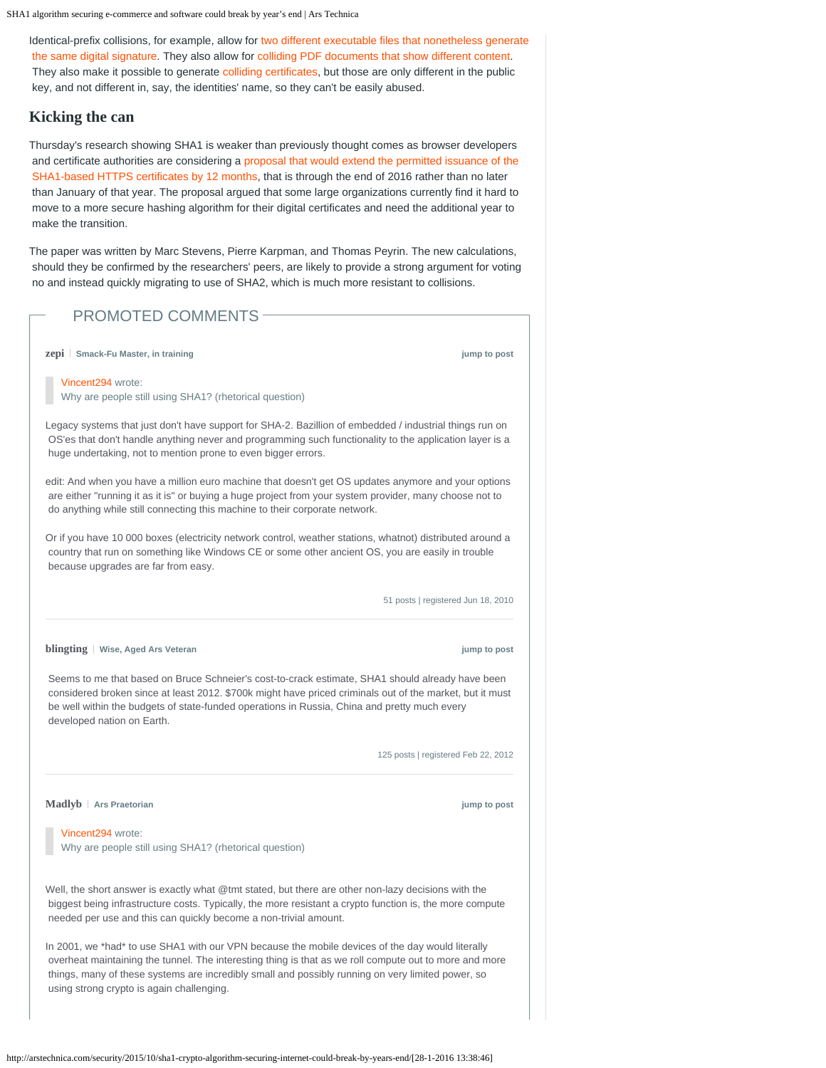Identical-prefix collisions, for example, allow for two different executable files that nonetheless generate the same digital signature. They also allow for colliding PDF documents that show different content. They also make it possible to generate colliding certificates, but those are only different in the public key, and not different in, say, the identities' name, so they can't be easily abused.

## Kicking the can

Thursday's research showing SHA1 is weaker than previously thought comes as browser developers and certificate authorities are considering a proposal that would extend the permitted issuance of the SHA1-based HTTPS certificates by 12 months, that is through the end of 2016 rather than no later than January of that year. The proposal argued that some large organizations currently find it hard to move to a more secure hashing algorithm for their digital certificates and need the additional year to make the transition.

The paper was written by Marc Stevens, Pierre Karpman, and Thomas Peyrin. The new calculations, should they be confirmed by the researchers' peers, are likely to provide a strong argument for voting no and instead quickly migrating to use of SHA2, which is much more resistant to collisions.

### PROMOTED COMMENTS

**zepi** | Smack-Fu Master, in training — jump to post

> Vincent294 wrote:
> Why are people still using SHA1? (rhetorical question)

Legacy systems that just don't have support for SHA-2. Bazillion of embedded / industrial things run on OS'es that don't handle anything never and programming such functionality to the application layer is a huge undertaking, not to mention prone to even bigger errors.

edit: And when you have a million euro machine that doesn't get OS updates anymore and your options are either "running it as it is" or buying a huge project from your system provider, many choose not to do anything while still connecting this machine to their corporate network.

Or if you have 10 000 boxes (electricity network control, weather stations, whatnot) distributed around a country that run on something like Windows CE or some other ancient OS, you are easily in trouble because upgrades are far from easy.

51 posts | registered Jun 18, 2010

---

**blingting** | Wise, Aged Ars Veteran — jump to post

Seems to me that based on Bruce Schneier's cost-to-crack estimate, SHA1 should already have been considered broken since at least 2012. $700k might have priced criminals out of the market, but it must be well within the budgets of state-funded operations in Russia, China and pretty much every developed nation on Earth.

125 posts | registered Feb 22, 2012

---

**Madlyb** | Ars Praetorian — jump to post

> Vincent294 wrote:
> Why are people still using SHA1? (rhetorical question)

Well, the short answer is exactly what @tmt stated, but there are other non-lazy decisions with the biggest being infrastructure costs. Typically, the more resistant a crypto function is, the more compute needed per use and this can quickly become a non-trivial amount.

In 2001, we *had* to use SHA1 with our VPN because the mobile devices of the day would literally overheat maintaining the tunnel. The interesting thing is that as we roll compute out to more and more things, many of these systems are incredibly small and possibly running on very limited power, so using strong crypto is again challenging.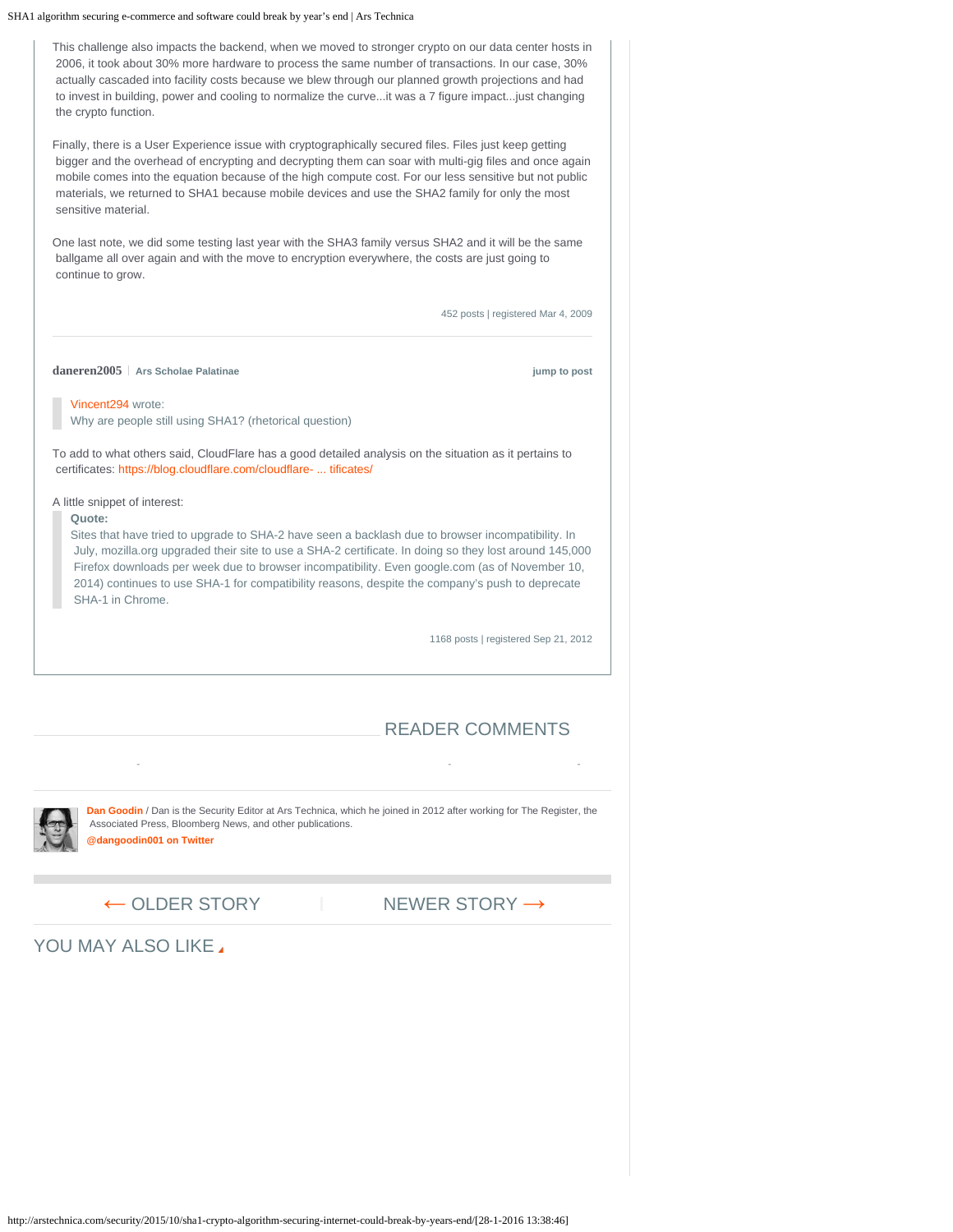This challenge also impacts the backend, when we moved to stronger crypto on our data center hosts in 2006, it took about 30% more hardware to process the same number of transactions. In our case, 30% actually cascaded into facility costs because we blew through our planned growth projections and had to invest in building, power and cooling to normalize the curve...it was a 7 figure impact...just changing the crypto function.

Finally, there is a User Experience issue with cryptographically secured files. Files just keep getting bigger and the overhead of encrypting and decrypting them can soar with multi-gig files and once again mobile comes into the equation because of the high compute cost. For our less sensitive but not public materials, we returned to SHA1 because mobile devices and use the SHA2 family for only the most sensitive material.

One last note, we did some testing last year with the SHA3 family versus SHA2 and it will be the same ballgame all over again and with the move to encryption everywhere, the costs are just going to continue to grow.

452 posts | registered Mar 4, 2009

---

**daneren2005** | Ars Scholae Palatinae

jump to post

> Vincent294 wrote:
> Why are people still using SHA1? (rhetorical question)

To add to what others said, CloudFlare has a good detailed analysis on the situation as it pertains to certificates: https://blog.cloudflare.com/cloudflare- ... tificates/

A little snippet of interest:

> **Quote:**
> Sites that have tried to upgrade to SHA-2 have seen a backlash due to browser incompatibility. In July, mozilla.org upgraded their site to use a SHA-2 certificate. In doing so they lost around 145,000 Firefox downloads per week due to browser incompatibility. Even google.com (as of November 10, 2014) continues to use SHA-1 for compatibility reasons, despite the company's push to deprecate SHA-1 in Chrome.

1168 posts | registered Sep 21, 2012

## READER COMMENTS

**Dan Goodin** / Dan is the Security Editor at Ars Technica, which he joined in 2012 after working for The Register, the Associated Press, Bloomberg News, and other publications.

**@dangoodin001 on Twitter**

← OLDER STORY | NEWER STORY →

## YOU MAY ALSO LIKE